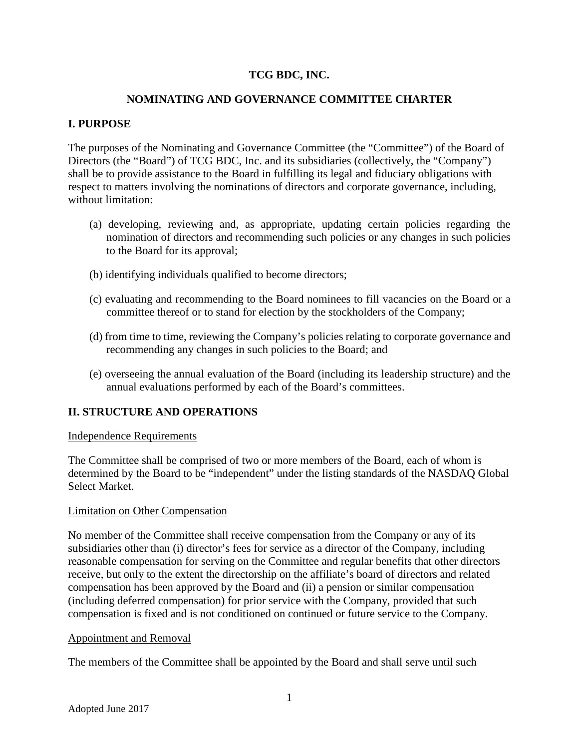# TCG BDC, INC.

## NOMINATING AND GOVERNANCE COMMITTEE CHARTER

### I. PURPOSE

The purposes of the Nominating and Governance Committee (the "Committee") of the Board of Directors (the "Board") of TCG BDC, Inc. and its subsidiaries (collectively, the "Company") shall be to provide assistance to the Board in fulfilling its legal and fiduciary obligations with respect to matters involving the nominations of directors and corporate governance, including, without limitation:

(a) developing, reviewing and, as appropriate, updating certain policies regarding the nomination of directors and recommending such policies or any changes in such policies to the Board for its approval;

(b) identifying individuals qualified to become directors;

(c) evaluating and recommending to the Board nominees to fill vacancies on the Board or a committee thereof or to stand for election by the stockholders of the Company;

(d) from time to time, reviewing the Company's policies relating to corporate governance and recommending any changes in such policies to the Board; and

(e) overseeing the annual evaluation of the Board (including its leadership structure) and the annual evaluations performed by each of the Board's committees.

### II. STRUCTURE AND OPERATIONS

Independence Requirements

The Committee shall be comprised of two or more members of the Board, each of whom is determined by the Board to be "independent" under the listing standards of the NASDAQ Global Select Market.

Limitation on Other Compensation

No member of the Committee shall receive compensation from the Company or any of its subsidiaries other than (i) director's fees for service as a director of the Company, including reasonable compensation for serving on the Committee and regular benefits that other directors receive, but only to the extent the directorship on the affiliate's board of directors and related compensation has been approved by the Board and (ii) a pension or similar compensation (including deferred compensation) for prior service with the Company, provided that such compensation is fixed and is not conditioned on continued or future service to the Company.

Appointment and Removal

The members of the Committee shall be appointed by the Board and shall serve until such

Adopted June 2017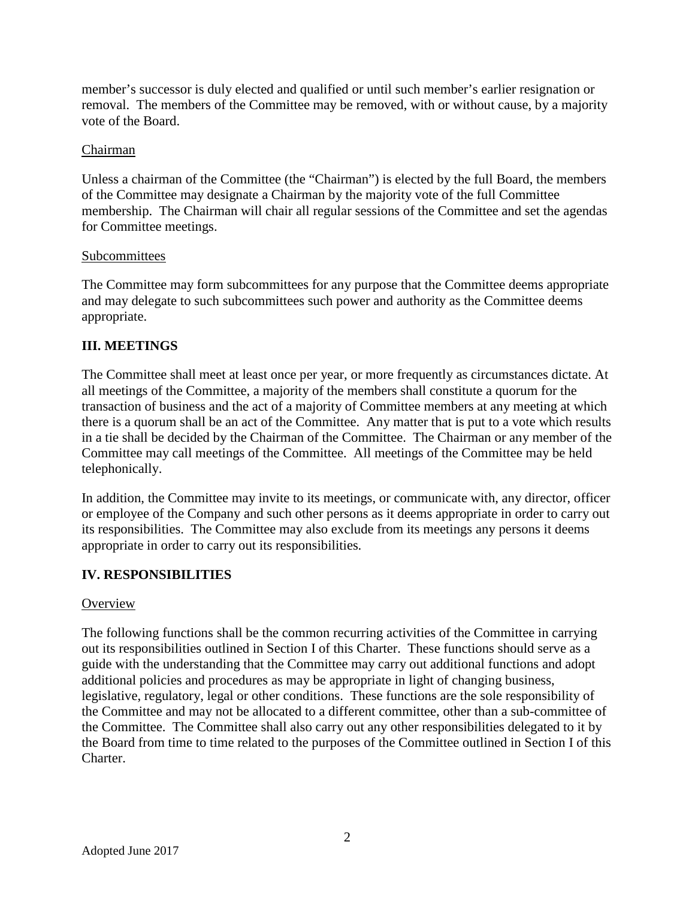member's successor is duly elected and qualified or until such member's earlier resignation or removal. The members of the Committee may be removed, with or without cause, by a majority vote of the Board.

<u>Chairman</u>

Unless a chairman of the Committee (the "Chairman") is elected by the full Board, the members of the Committee may designate a Chairman by the majority vote of the full Committee membership. The Chairman will chair all regular sessions of the Committee and set the agendas for Committee meetings.

<u>Subcommittees</u>

The Committee may form subcommittees for any purpose that the Committee deems appropriate and may delegate to such subcommittees such power and authority as the Committee deems appropriate.

## III. MEETINGS

The Committee shall meet at least once per year, or more frequently as circumstances dictate. At all meetings of the Committee, a majority of the members shall constitute a quorum for the transaction of business and the act of a majority of Committee members at any meeting at which there is a quorum shall be an act of the Committee. Any matter that is put to a vote which results in a tie shall be decided by the Chairman of the Committee. The Chairman or any member of the Committee may call meetings of the Committee. All meetings of the Committee may be held telephonically.

In addition, the Committee may invite to its meetings, or communicate with, any director, officer or employee of the Company and such other persons as it deems appropriate in order to carry out its responsibilities. The Committee may also exclude from its meetings any persons it deems appropriate in order to carry out its responsibilities.

## IV. RESPONSIBILITIES

<u>Overview</u>

The following functions shall be the common recurring activities of the Committee in carrying out its responsibilities outlined in Section I of this Charter. These functions should serve as a guide with the understanding that the Committee may carry out additional functions and adopt additional policies and procedures as may be appropriate in light of changing business, legislative, regulatory, legal or other conditions. These functions are the sole responsibility of the Committee and may not be allocated to a different committee, other than a sub-committee of the Committee. The Committee shall also carry out any other responsibilities delegated to it by the Board from time to time related to the purposes of the Committee outlined in Section I of this Charter.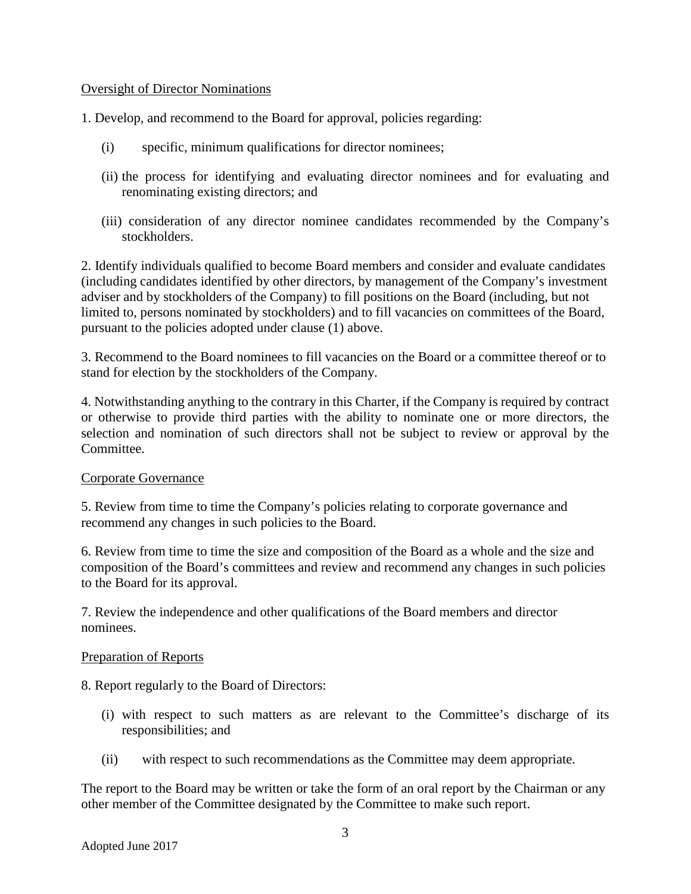Oversight of Director Nominations

1. Develop, and recommend to the Board for approval, policies regarding:

   (i) specific, minimum qualifications for director nominees;

   (ii) the process for identifying and evaluating director nominees and for evaluating and renominating existing directors; and

   (iii) consideration of any director nominee candidates recommended by the Company's stockholders.

2. Identify individuals qualified to become Board members and consider and evaluate candidates (including candidates identified by other directors, by management of the Company's investment adviser and by stockholders of the Company) to fill positions on the Board (including, but not limited to, persons nominated by stockholders) and to fill vacancies on committees of the Board, pursuant to the policies adopted under clause (1) above.

3. Recommend to the Board nominees to fill vacancies on the Board or a committee thereof or to stand for election by the stockholders of the Company.

4. Notwithstanding anything to the contrary in this Charter, if the Company is required by contract or otherwise to provide third parties with the ability to nominate one or more directors, the selection and nomination of such directors shall not be subject to review or approval by the Committee.

Corporate Governance

5. Review from time to time the Company's policies relating to corporate governance and recommend any changes in such policies to the Board.

6. Review from time to time the size and composition of the Board as a whole and the size and composition of the Board's committees and review and recommend any changes in such policies to the Board for its approval.

7. Review the independence and other qualifications of the Board members and director nominees.

Preparation of Reports

8. Report regularly to the Board of Directors:

   (i) with respect to such matters as are relevant to the Committee's discharge of its responsibilities; and

   (ii) with respect to such recommendations as the Committee may deem appropriate.

The report to the Board may be written or take the form of an oral report by the Chairman or any other member of the Committee designated by the Committee to make such report.

Adopted June 2017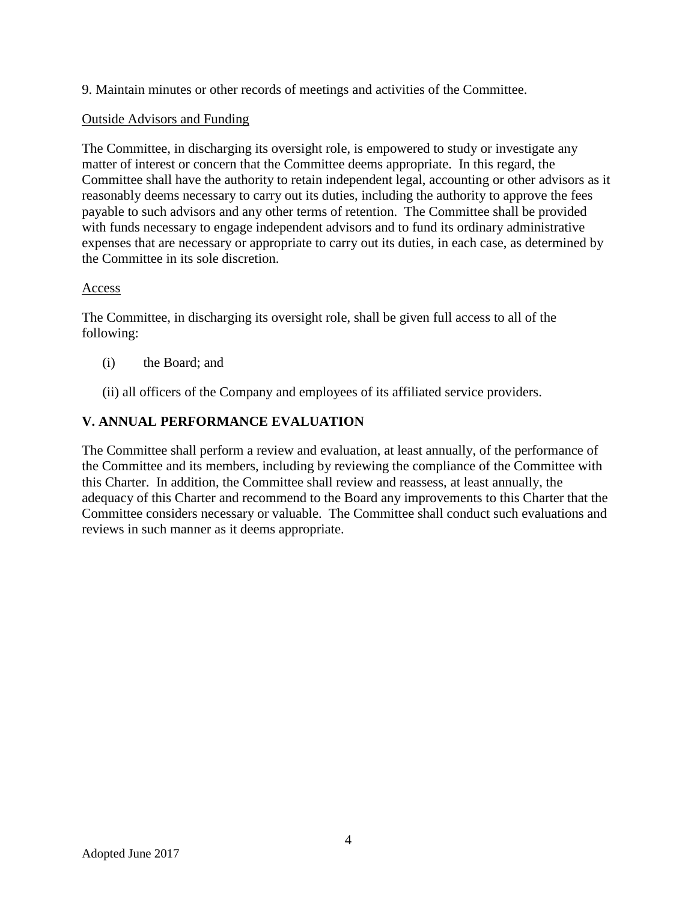9. Maintain minutes or other records of meetings and activities of the Committee.

Outside Advisors and Funding

The Committee, in discharging its oversight role, is empowered to study or investigate any matter of interest or concern that the Committee deems appropriate. In this regard, the Committee shall have the authority to retain independent legal, accounting or other advisors as it reasonably deems necessary to carry out its duties, including the authority to approve the fees payable to such advisors and any other terms of retention. The Committee shall be provided with funds necessary to engage independent advisors and to fund its ordinary administrative expenses that are necessary or appropriate to carry out its duties, in each case, as determined by the Committee in its sole discretion.

Access

The Committee, in discharging its oversight role, shall be given full access to all of the following:

(i) the Board; and

(ii) all officers of the Company and employees of its affiliated service providers.

## V. ANNUAL PERFORMANCE EVALUATION

The Committee shall perform a review and evaluation, at least annually, of the performance of the Committee and its members, including by reviewing the compliance of the Committee with this Charter. In addition, the Committee shall review and reassess, at least annually, the adequacy of this Charter and recommend to the Board any improvements to this Charter that the Committee considers necessary or valuable. The Committee shall conduct such evaluations and reviews in such manner as it deems appropriate.

Adopted June 2017